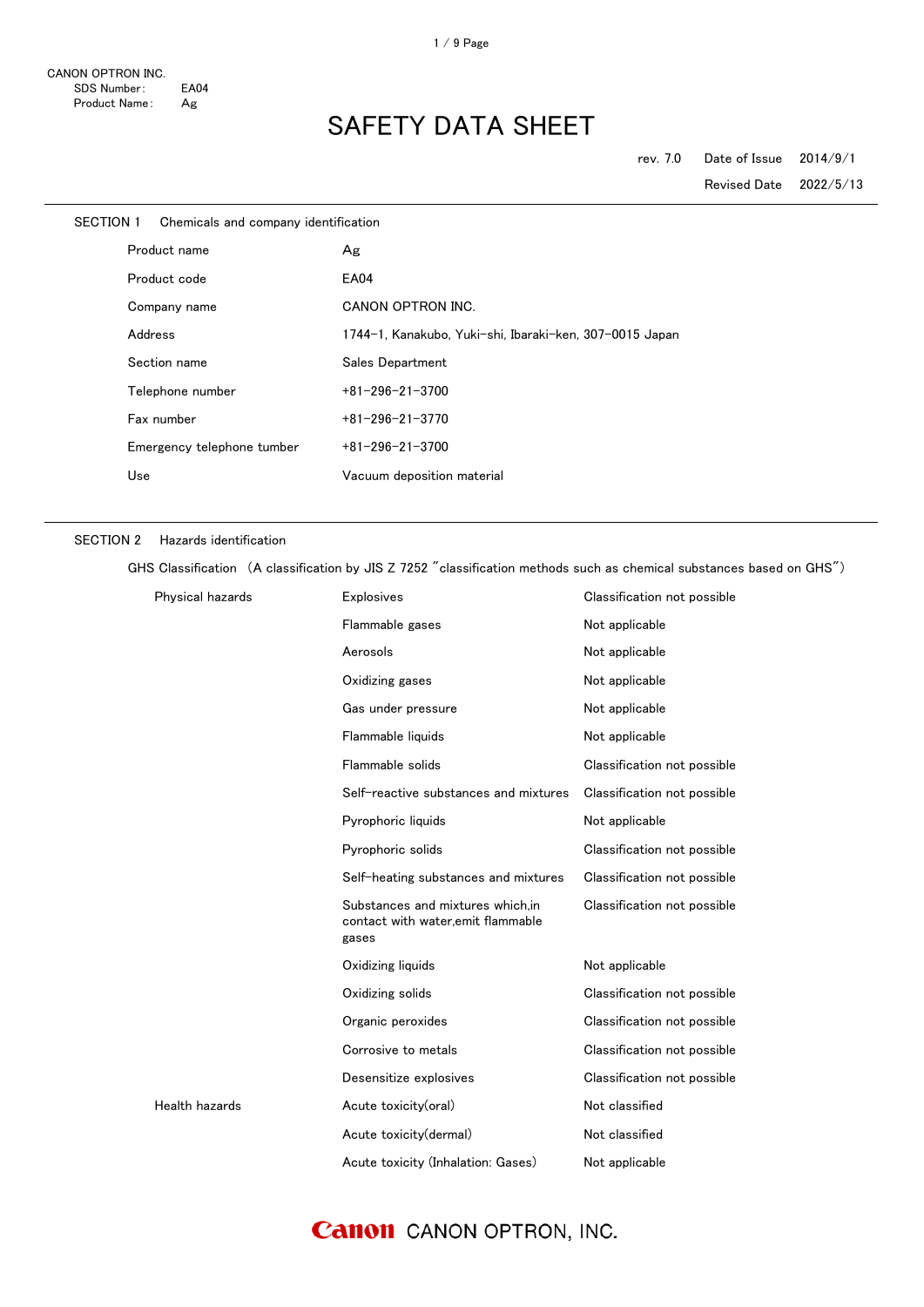CANON OPTRON INC.
SDS Number: EA04
Product Name: Ag

# SAFETY DATA SHEET

rev. 7.0 Date of Issue 2014/9/1

Revised Date 2022/5/13

## SECTION 1 Chemicals and company identification

| | |
|---|---|
| Product name | Ag |
| Product code | EA04 |
| Company name | CANON OPTRON INC. |
| Address | 1744-1, Kanakubo, Yuki-shi, Ibaraki-ken, 307-0015 Japan |
| Section name | Sales Department |
| Telephone number | +81-296-21-3700 |
| Fax number | +81-296-21-3770 |
| Emergency telephone tumber | +81-296-21-3700 |
| Use | Vacuum deposition material |

## SECTION 2 Hazards identification

GHS Classification (A classification by JIS Z 7252 "classification methods such as chemical substances based on GHS")

| | | |
|---|---|---|
| Physical hazards | Explosives | Classification not possible |
| | Flammable gases | Not applicable |
| | Aerosols | Not applicable |
| | Oxidizing gases | Not applicable |
| | Gas under pressure | Not applicable |
| | Flammable liquids | Not applicable |
| | Flammable solids | Classification not possible |
| | Self-reactive substances and mixtures | Classification not possible |
| | Pyrophoric liquids | Not applicable |
| | Pyrophoric solids | Classification not possible |
| | Self-heating substances and mixtures | Classification not possible |
| | Substances and mixtures which,in contact with water,emit flammable gases | Classification not possible |
| | Oxidizing liquids | Not applicable |
| | Oxidizing solids | Classification not possible |
| | Organic peroxides | Classification not possible |
| | Corrosive to metals | Classification not possible |
| | Desensitize explosives | Classification not possible |
| Health hazards | Acute toxicity(oral) | Not classified |
| | Acute toxicity(dermal) | Not classified |
| | Acute toxicity (Inhalation: Gases) | Not applicable |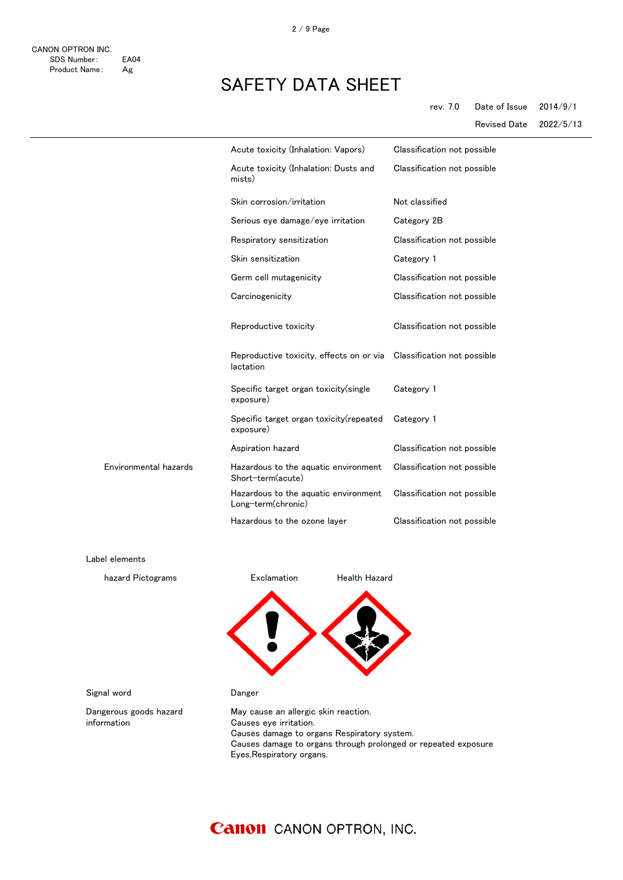| | | |
|---|---|---|
| | Acute toxicity (Inhalation: Vapors) | Classification not possible |
| | Acute toxicity (Inhalation: Dusts and mists) | Classification not possible |
| | Skin corrosion/irritation | Not classified |
| | Serious eye damage/eye irritation | Category 2B |
| | Respiratory sensitization | Classification not possible |
| | Skin sensitization | Category 1 |
| | Germ cell mutagenicity | Classification not possible |
| | Carcinogenicity | Classification not possible |
| | Reproductive toxicity | Classification not possible |
| | Reproductive toxicity, effects on or via lactation | Classification not possible |
| | Specific target organ toxicity(single exposure) | Category 1 |
| | Specific target organ toxicity(repeated exposure) | Category 1 |
| | Aspiration hazard | Classification not possible |
| Environmental hazards | Hazardous to the aquatic environment Short-term(acute) | Classification not possible |
| | Hazardous to the aquatic environment Long-term(chronic) | Classification not possible |
| | Hazardous to the ozone layer | Classification not possible |

Label elements

hazard Pictograms: Exclamation, Health Hazard

Signal word: Danger

Dangerous goods hazard information:

May cause an allergic skin reaction.
Causes eye irritation.
Causes damage to organs Respiratory system.
Causes damage to organs through prolonged or repeated exposure Eyes,Respiratory organs.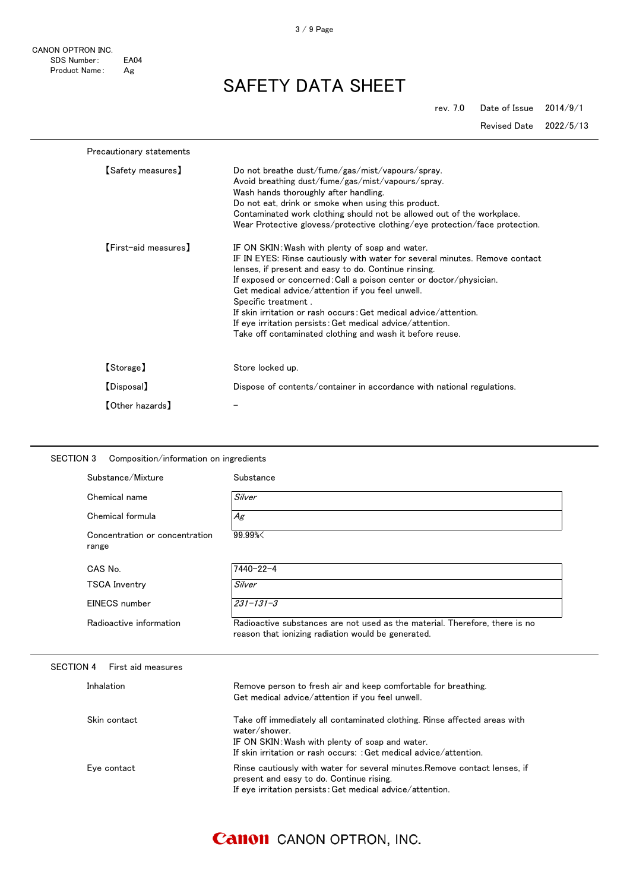CANON OPTRON INC.
SDS Number: EA04
Product Name: Ag

# SAFETY DATA SHEET

rev. 7.0 Date of Issue 2014/9/1
Revised Date 2022/5/13

---

Precautionary statements

| | |
|---|---|
| 【Safety measures】 | Do not breathe dust/fume/gas/mist/vapours/spray.<br>Avoid breathing dust/fume/gas/mist/vapours/spray.<br>Wash hands thoroughly after handling.<br>Do not eat, drink or smoke when using this product.<br>Contaminated work clothing should not be allowed out of the workplace.<br>Wear Protective glovess/protective clothing/eye protection/face protection. |
| 【First-aid measures】 | IF ON SKIN:Wash with plenty of soap and water.<br>IF IN EYES: Rinse cautiously with water for several minutes. Remove contact lenses, if present and easy to do. Continue rinsing.<br>If exposed or concerned:Call a poison center or doctor/physician.<br>Get medical advice/attention if you feel unwell.<br>Specific treatment .<br>If skin irritation or rash occurs:Get medical advice/attention.<br>If eye irritation persists:Get medical advice/attention.<br>Take off contaminated clothing and wash it before reuse. |
| 【Storage】 | Store locked up. |
| 【Disposal】 | Dispose of contents/container in accordance with national regulations. |
| 【Other hazards】 | - |

---

## SECTION 3 Composition/information on ingredients

| | |
|---|---|
| Substance/Mixture | Substance |
| Chemical name | *Silver* |
| Chemical formula | *Ag* |
| Concentration or concentration range | 99.99%< |
| CAS No. | 7440-22-4 |
| TSCA Inventry | *Silver* |
| EINECS number | *231-131-3* |
| Radioactive information | Radioactive substances are not used as the material. Therefore, there is no reason that ionizing radiation would be generated. |

---

## SECTION 4 First aid measures

| | |
|---|---|
| Inhalation | Remove person to fresh air and keep comfortable for breathing.<br>Get medical advice/attention if you feel unwell. |
| Skin contact | Take off immediately all contaminated clothing. Rinse affected areas with water/shower.<br>IF ON SKIN:Wash with plenty of soap and water.<br>If skin irritation or rash occurs: :Get medical advice/attention. |
| Eye contact | Rinse cautiously with water for several minutes.Remove contact lenses, if present and easy to do. Continue rising.<br>If eye irritation persists:Get medical advice/attention. |

Canon CANON OPTRON, INC.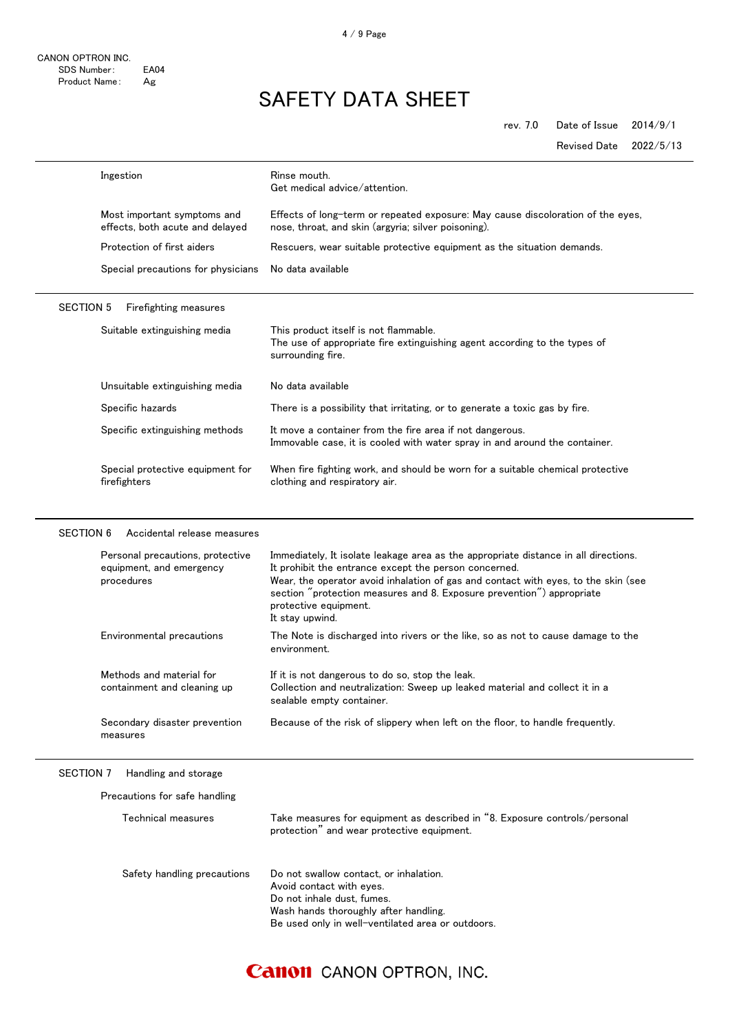| | |
|---|---|
| Ingestion | Rinse mouth.<br>Get medical advice/attention. |
| Most important symptoms and effects, both acute and delayed | Effects of long-term or repeated exposure: May cause discoloration of the eyes, nose, throat, and skin (argyria; silver poisoning). |
| Protection of first aiders | Rescuers, wear suitable protective equipment as the situation demands. |
| Special precautions for physicians | No data available |

## SECTION 5 Firefighting measures

| | |
|---|---|
| Suitable extinguishing media | This product itself is not flammable.<br>The use of appropriate fire extinguishing agent according to the types of surrounding fire. |
| Unsuitable extinguishing media | No data available |
| Specific hazards | There is a possibility that irritating, or to generate a toxic gas by fire. |
| Specific extinguishing methods | It move a container from the fire area if not dangerous.<br>Immovable case, it is cooled with water spray in and around the container. |
| Special protective equipment for firefighters | When fire fighting work, and should be worn for a suitable chemical protective clothing and respiratory air. |

## SECTION 6 Accidental release measures

| | |
|---|---|
| Personal precautions, protective equipment, and emergency procedures | Immediately, It isolate leakage area as the appropriate distance in all directions.<br>It prohibit the entrance except the person concerned.<br>Wear, the operator avoid inhalation of gas and contact with eyes, to the skin (see section "protection measures and 8. Exposure prevention") appropriate protective equipment.<br>It stay upwind. |
| Environmental precautions | The Note is discharged into rivers or the like, so as not to cause damage to the environment. |
| Methods and material for containment and cleaning up | If it is not dangerous to do so, stop the leak.<br>Collection and neutralization: Sweep up leaked material and collect it in a sealable empty container. |
| Secondary disaster prevention measures | Because of the risk of slippery when left on the floor, to handle frequently. |

## SECTION 7 Handling and storage

Precautions for safe handling

| | |
|---|---|
| Technical measures | Take measures for equipment as described in "8. Exposure controls/personal protection" and wear protective equipment. |
| Safety handling precautions | Do not swallow contact, or inhalation.<br>Avoid contact with eyes.<br>Do not inhale dust, fumes.<br>Wash hands thoroughly after handling.<br>Be used only in well-ventilated area or outdoors. |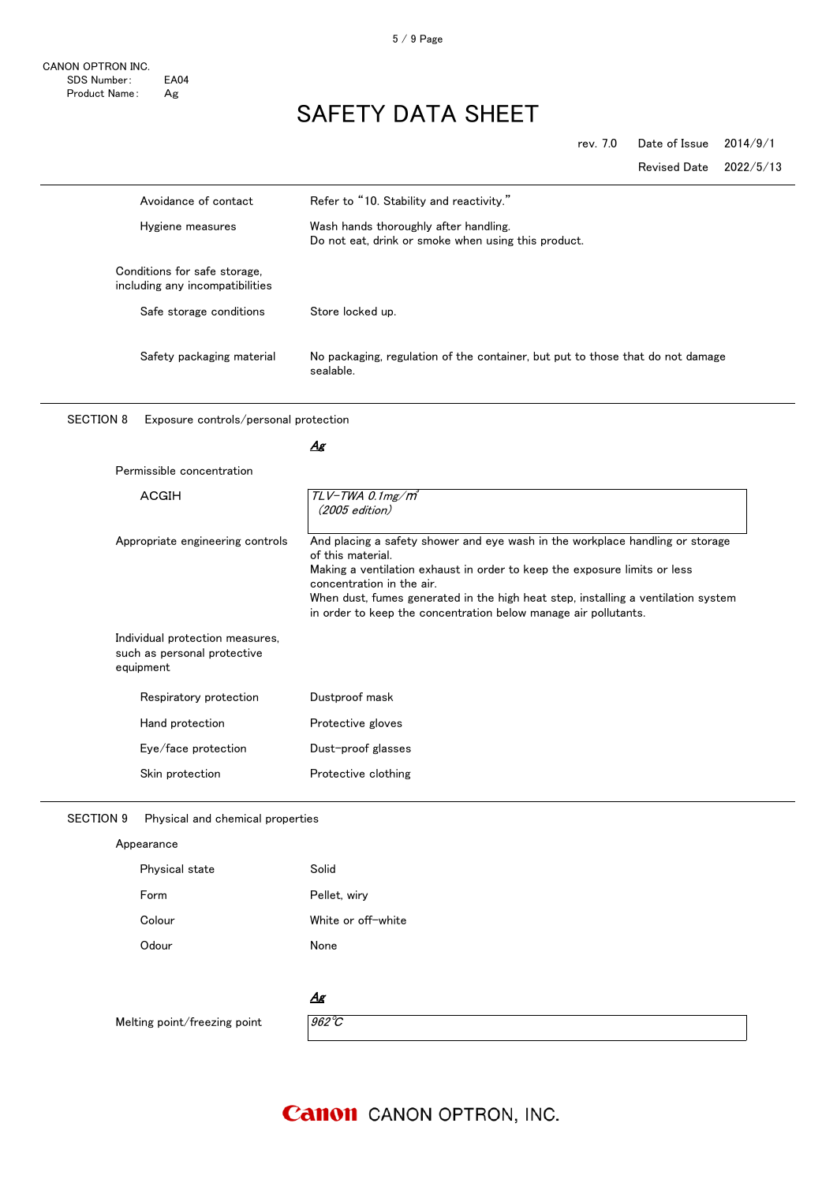CANON OPTRON INC.
SDS Number: EA04
Product Name: Ag

# SAFETY DATA SHEET

rev. 7.0 Date of Issue 2014/9/1
Revised Date 2022/5/13

| | |
|---|---|
| Avoidance of contact | Refer to "10. Stability and reactivity." |
| Hygiene measures | Wash hands thoroughly after handling.<br>Do not eat, drink or smoke when using this product. |
| Conditions for safe storage, including any incompatibilities | |
| Safe storage conditions | Store locked up. |
| Safety packaging material | No packaging, regulation of the container, but put to those that do not damage sealable. |

## SECTION 8 Exposure controls/personal protection

| | *Ag* |
|---|---|
| Permissible concentration | |
| ACGIH | *TLV-TWA 0.1mg/㎥*<br>*(2005 edition)* |
| Appropriate engineering controls | And placing a safety shower and eye wash in the workplace handling or storage of this material.<br>Making a ventilation exhaust in order to keep the exposure limits or less concentration in the air.<br>When dust, fumes generated in the high heat step, installing a ventilation system in order to keep the concentration below manage air pollutants. |
| Individual protection measures, such as personal protective equipment | |
| Respiratory protection | Dustproof mask |
| Hand protection | Protective gloves |
| Eye/face protection | Dust-proof glasses |
| Skin protection | Protective clothing |

## SECTION 9 Physical and chemical properties

| | |
|---|---|
| Appearance | |
| Physical state | Solid |
| Form | Pellet, wiry |
| Colour | White or off-white |
| Odour | None |

| | *Ag* |
|---|---|
| Melting point/freezing point | *962℃* |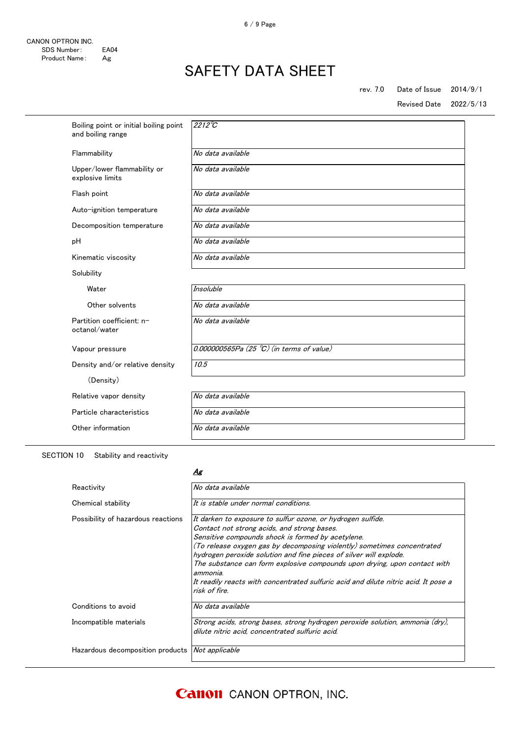| | |
|---|---|
| Boiling point or initial boiling point and boiling range | *2212℃* |
| Flammability | *No data available* |
| Upper/lower flammability or explosive limits | *No data available* |
| Flash point | *No data available* |
| Auto-ignition temperature | *No data available* |
| Decomposition temperature | *No data available* |
| pH | *No data available* |
| Kinematic viscosity | *No data available* |
| Solubility | |
| Water | *Insoluble* |
| Other solvents | *No data available* |
| Partition coefficient: n-octanol/water | *No data available* |
| Vapour pressure | *0.000000565Pa (25 ℃) (in terms of value)* |
| Density and/or relative density (Density) | *10.5* |
| Relative vapor density | *No data available* |
| Particle characteristics | *No data available* |
| Other information | *No data available* |

SECTION 10 Stability and reactivity

| | ***Ag*** |
|---|---|
| Reactivity | *No data available* |
| Chemical stability | *It is stable under normal conditions.* |
| Possibility of hazardous reactions | *It darken to exposure to sulfur ozone, or hydrogen sulfide.*<br>*Contact not strong acids, and strong bases.*<br>*Sensitive compounds shock is formed by acetylene.*<br>*(To release oxygen gas by decomposing violently) sometimes concentrated hydrogen peroxide solution and fine pieces of silver will explode.*<br>*The substance can form explosive compounds upon drying, upon contact with ammonia.*<br>*It readily reacts with concentrated sulfuric acid and dilute nitric acid. It pose a risk of fire.* |
| Conditions to avoid | *No data available* |
| Incompatible materials | *Strong acids, strong bases, strong hydrogen peroxide solution, ammonia (dry), dilute nitric acid, concentrated sulfuric acid.* |
| Hazardous decomposition products | *Not applicable* |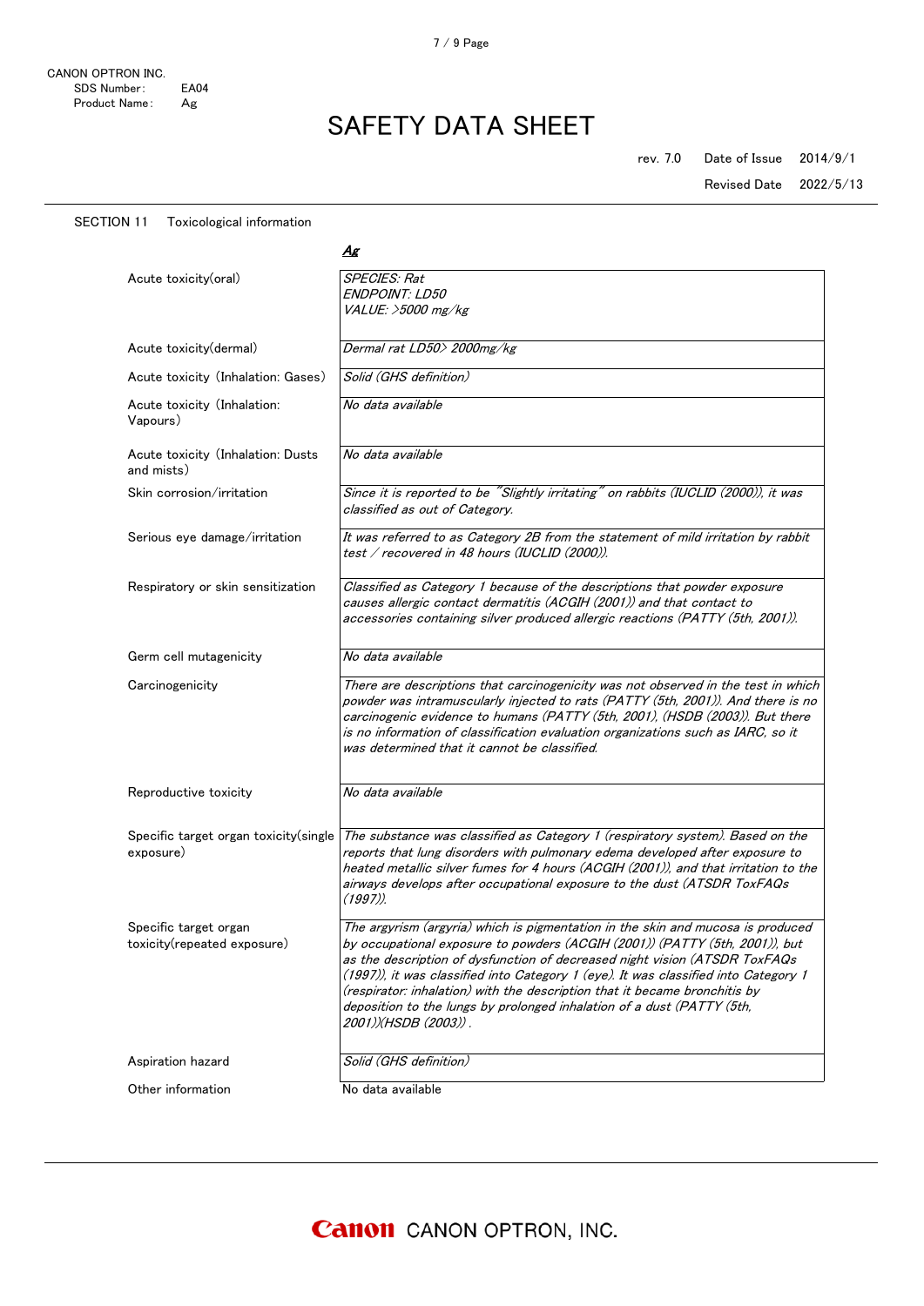CANON OPTRON INC.
SDS Number: EA04
Product Name: Ag

# SAFETY DATA SHEET

rev. 7.0 Date of Issue 2014/9/1
Revised Date 2022/5/13

## SECTION 11 Toxicological information

| | ***Ag*** |
|---|---|
| Acute toxicity(oral) | *SPECIES: Rat*<br>*ENDPOINT: LD50*<br>*VALUE: >5000 mg/kg* |
| Acute toxicity(dermal) | *Dermal rat LD50> 2000mg/kg* |
| Acute toxicity (Inhalation: Gases) | *Solid (GHS definition)* |
| Acute toxicity (Inhalation: Vapours) | *No data available* |
| Acute toxicity (Inhalation: Dusts and mists) | *No data available* |
| Skin corrosion/irritation | *Since it is reported to be "Slightly irritating" on rabbits (IUCLID (2000)), it was classified as out of Category.* |
| Serious eye damage/irritation | *It was referred to as Category 2B from the statement of mild irritation by rabbit test / recovered in 48 hours (IUCLID (2000)).* |
| Respiratory or skin sensitization | *Classified as Category 1 because of the descriptions that powder exposure causes allergic contact dermatitis (ACGIH (2001)) and that contact to accessories containing silver produced allergic reactions (PATTY (5th, 2001)).* |
| Germ cell mutagenicity | *No data available* |
| Carcinogenicity | *There are descriptions that carcinogenicity was not observed in the test in which powder was intramuscularly injected to rats (PATTY (5th, 2001)). And there is no carcinogenic evidence to humans (PATTY (5th, 2001), (HSDB (2003)). But there is no information of classification evaluation organizations such as IARC, so it was determined that it cannot be classified.* |
| Reproductive toxicity | *No data available* |
| Specific target organ toxicity(single exposure) | *The substance was classified as Category 1 (respiratory system). Based on the reports that lung disorders with pulmonary edema developed after exposure to heated metallic silver fumes for 4 hours (ACGIH (2001)), and that irritation to the airways develops after occupational exposure to the dust (ATSDR ToxFAQs (1997)).* |
| Specific target organ toxicity(repeated exposure) | *The argyrism (argyria) which is pigmentation in the skin and mucosa is produced by occupational exposure to powders (ACGIH (2001)) (PATTY (5th, 2001)), but as the description of dysfunction of decreased night vision (ATSDR ToxFAQs (1997)), it was classified into Category 1 (eye). It was classified into Category 1 (respirator: inhalation) with the description that it became bronchitis by deposition to the lungs by prolonged inhalation of a dust (PATTY (5th, 2001))(HSDB (2003)) .* |
| Aspiration hazard | *Solid (GHS definition)* |
| Other information | No data available |

Canon CANON OPTRON, INC.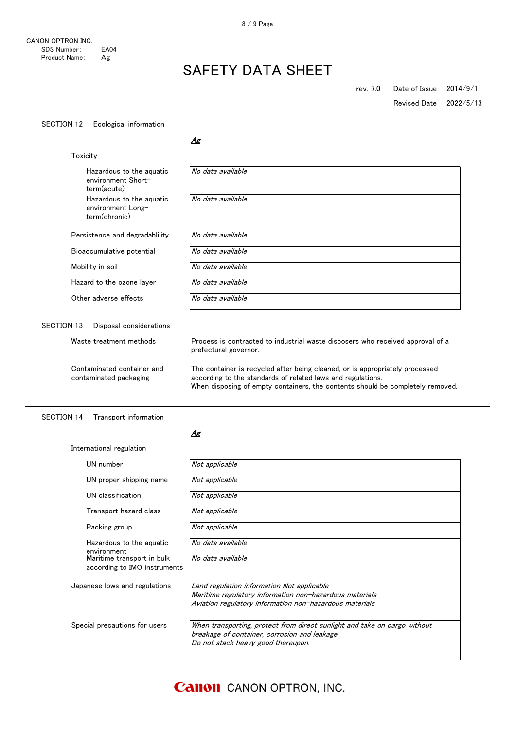CANON OPTRON INC.
SDS Number: EA04
Product Name: Ag

# SAFETY DATA SHEET

rev. 7.0 Date of Issue 2014/9/1
Revised Date 2022/5/13

## SECTION 12 Ecological information

***Ag***

Toxicity

| | |
|---|---|
| Hazardous to the aquatic environment Short-term(acute) | *No data available* |
| Hazardous to the aquatic environment Long-term(chronic) | *No data available* |
| Persistence and degradablility | *No data available* |
| Bioaccumulative potential | *No data available* |
| Mobility in soil | *No data available* |
| Hazard to the ozone layer | *No data available* |
| Other adverse effects | *No data available* |

## SECTION 13 Disposal considerations

| | |
|---|---|
| Waste treatment methods | Process is contracted to industrial waste disposers who received approval of a prefectural governor. |
| Contaminated container and contaminated packaging | The container is recycled after being cleaned, or is appropriately processed according to the standards of related laws and regulations.<br>When disposing of empty containers, the contents should be completely removed. |

## SECTION 14 Transport information

***Ag***

International regulation

| | |
|---|---|
| UN number | *Not applicable* |
| UN proper shipping name | *Not applicable* |
| UN classification | *Not applicable* |
| Transport hazard class | *Not applicable* |
| Packing group | *Not applicable* |
| Hazardous to the aquatic environment | *No data available* |
| Maritime transport in bulk according to IMO instruments | *No data available* |
| Japanese lows and regulations | *Land regulation information Not applicable*<br>*Maritime regulatory information non-hazardous materials*<br>*Aviation regulatory information non-hazardous materials* |
| Special precautions for users | *When transporting, protect from direct sunlight and take on cargo without breakage of container, corrosion and leakage.*<br>*Do not stack heavy good thereupon.* |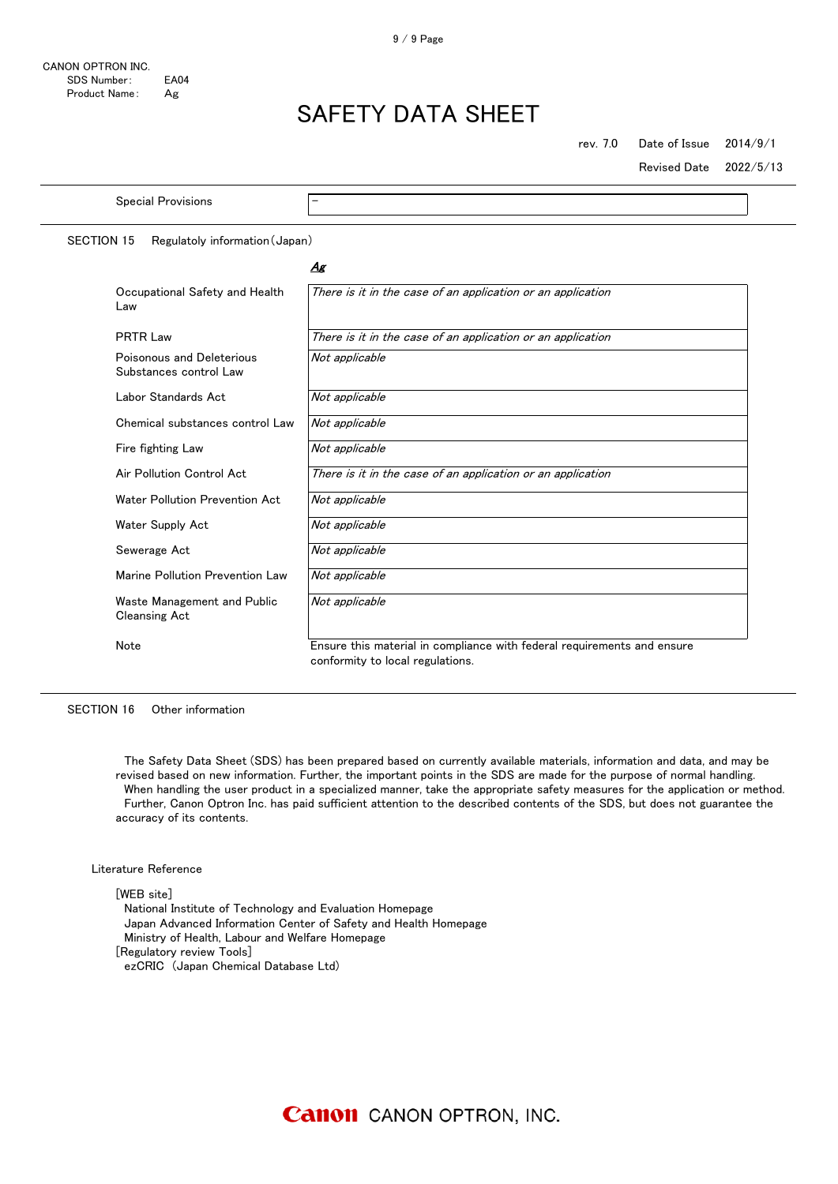CANON OPTRON INC.
SDS Number: EA04
Product Name: Ag

# SAFETY DATA SHEET

rev. 7.0 Date of Issue 2014/9/1

Revised Date 2022/5/13

| | |
|---|---|
| Special Provisions | － |

## SECTION 15 Regulatoly information(Japan)

| | ***Ag*** |
|---|---|
| Occupational Safety and Health Law | *There is it in the case of an application or an application* |
| PRTR Law | *There is it in the case of an application or an application* |
| Poisonous and Deleterious Substances control Law | *Not applicable* |
| Labor Standards Act | *Not applicable* |
| Chemical substances control Law | *Not applicable* |
| Fire fighting Law | *Not applicable* |
| Air Pollution Control Act | *There is it in the case of an application or an application* |
| Water Pollution Prevention Act | *Not applicable* |
| Water Supply Act | *Not applicable* |
| Sewerage Act | *Not applicable* |
| Marine Pollution Prevention Law | *Not applicable* |
| Waste Management and Public Cleansing Act | *Not applicable* |
| Note | Ensure this material in compliance with federal requirements and ensure conformity to local regulations. |

## SECTION 16 Other information

The Safety Data Sheet (SDS) has been prepared based on currently available materials, information and data, and may be revised based on new information. Further, the important points in the SDS are made for the purpose of normal handling.
When handling the user product in a specialized manner, take the appropriate safety measures for the application or method.
Further, Canon Optron Inc. has paid sufficient attention to the described contents of the SDS, but does not guarantee the accuracy of its contents.

Literature Reference

[WEB site]
National Institute of Technology and Evaluation Homepage
Japan Advanced Information Center of Safety and Health Homepage
Ministry of Health, Labour and Welfare Homepage
[Regulatory review Tools]
ezCRIC（Japan Chemical Database Ltd)

Canon CANON OPTRON, INC.